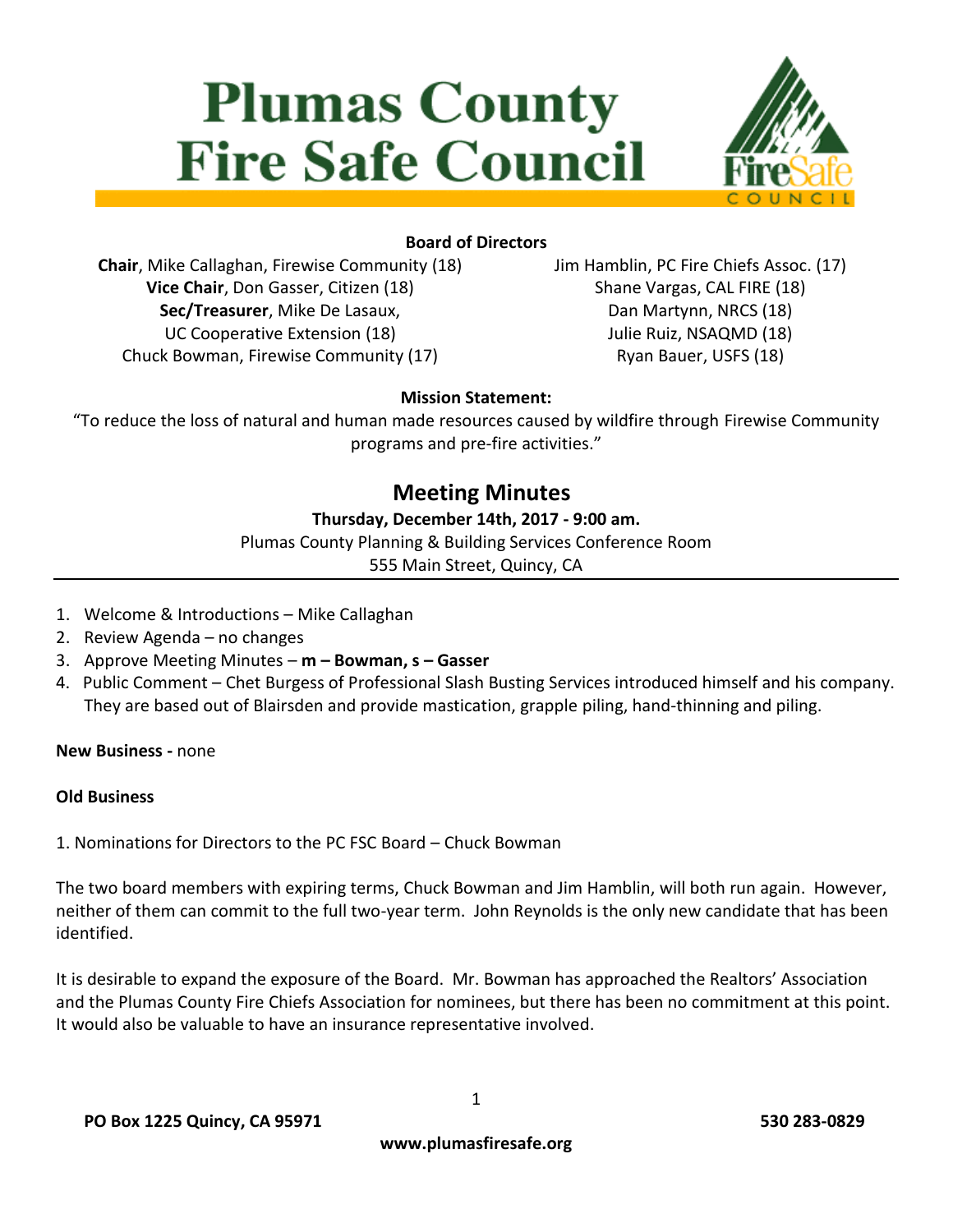# Plumas County Fire Safe Council

**Board of Directors**

**Chair**, Mike Callaghan, Firewise Community (18)
**Vice Chair**, Don Gasser, Citizen (18)
**Sec/Treasurer**, Mike De Lasaux, UC Cooperative Extension (18)
Chuck Bowman, Firewise Community (17)
Jim Hamblin, PC Fire Chiefs Assoc. (17)
Shane Vargas, CAL FIRE (18)
Dan Martynn, NRCS (18)
Julie Ruiz, NSAQMD (18)
Ryan Bauer, USFS (18)

**Mission Statement:**

"To reduce the loss of natural and human made resources caused by wildfire through Firewise Community programs and pre-fire activities."

## Meeting Minutes

**Thursday, December 14th, 2017 - 9:00 am.**

Plumas County Planning & Building Services Conference Room
555 Main Street, Quincy, CA

1. Welcome & Introductions – Mike Callaghan
2. Review Agenda – no changes
3. Approve Meeting Minutes – **m – Bowman, s – Gasser**
4. Public Comment – Chet Burgess of Professional Slash Busting Services introduced himself and his company. They are based out of Blairsden and provide mastication, grapple piling, hand-thinning and piling.

**New Business -** none

**Old Business**

1. Nominations for Directors to the PC FSC Board – Chuck Bowman

The two board members with expiring terms, Chuck Bowman and Jim Hamblin, will both run again. However, neither of them can commit to the full two-year term. John Reynolds is the only new candidate that has been identified.

It is desirable to expand the exposure of the Board. Mr. Bowman has approached the Realtors' Association and the Plumas County Fire Chiefs Association for nominees, but there has been no commitment at this point. It would also be valuable to have an insurance representative involved.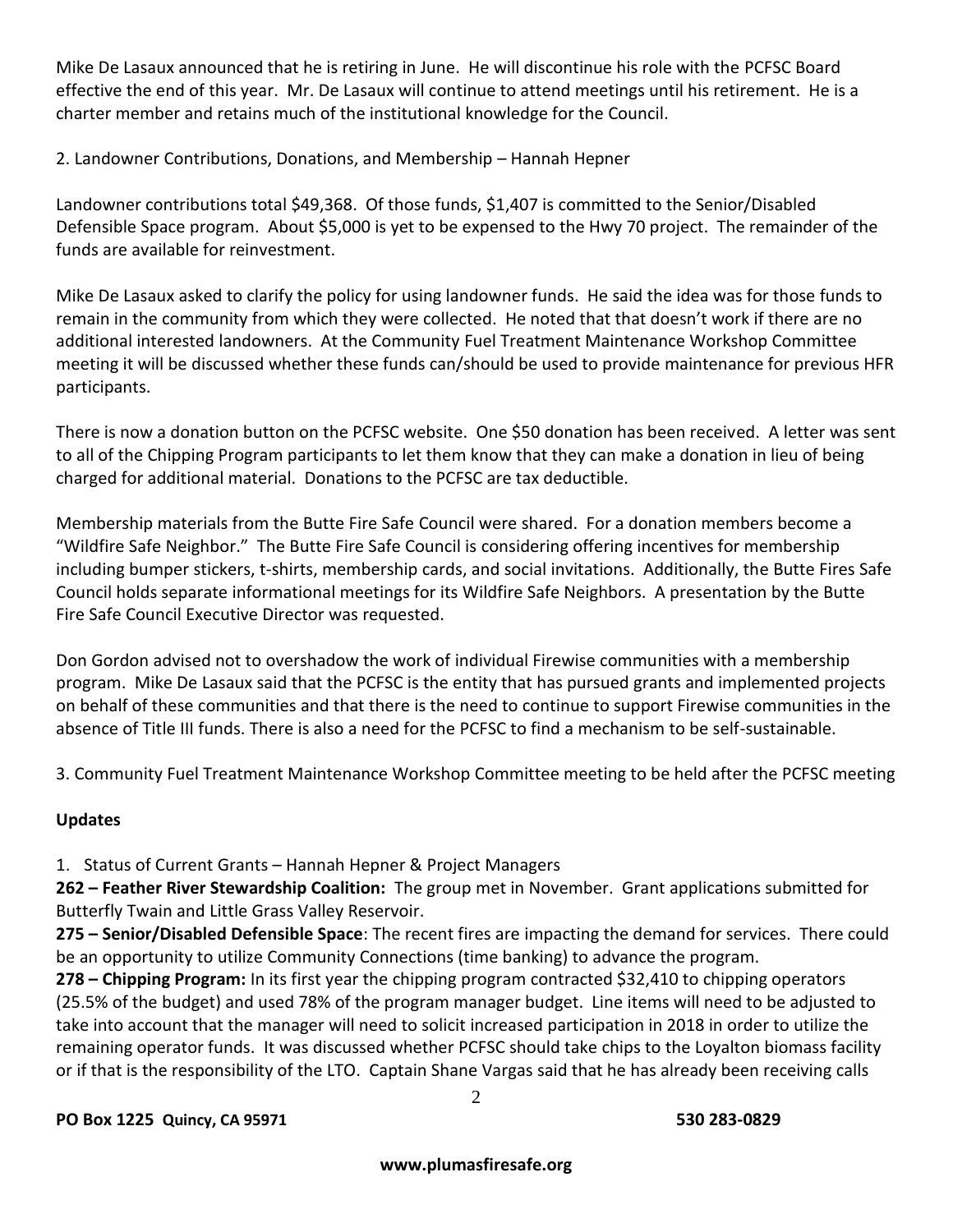Mike De Lasaux announced that he is retiring in June. He will discontinue his role with the PCFSC Board effective the end of this year. Mr. De Lasaux will continue to attend meetings until his retirement. He is a charter member and retains much of the institutional knowledge for the Council.

2. Landowner Contributions, Donations, and Membership – Hannah Hepner

Landowner contributions total $49,368. Of those funds, $1,407 is committed to the Senior/Disabled Defensible Space program. About $5,000 is yet to be expensed to the Hwy 70 project. The remainder of the funds are available for reinvestment.

Mike De Lasaux asked to clarify the policy for using landowner funds. He said the idea was for those funds to remain in the community from which they were collected. He noted that that doesn't work if there are no additional interested landowners. At the Community Fuel Treatment Maintenance Workshop Committee meeting it will be discussed whether these funds can/should be used to provide maintenance for previous HFR participants.

There is now a donation button on the PCFSC website. One $50 donation has been received. A letter was sent to all of the Chipping Program participants to let them know that they can make a donation in lieu of being charged for additional material. Donations to the PCFSC are tax deductible.

Membership materials from the Butte Fire Safe Council were shared. For a donation members become a "Wildfire Safe Neighbor." The Butte Fire Safe Council is considering offering incentives for membership including bumper stickers, t-shirts, membership cards, and social invitations. Additionally, the Butte Fires Safe Council holds separate informational meetings for its Wildfire Safe Neighbors. A presentation by the Butte Fire Safe Council Executive Director was requested.

Don Gordon advised not to overshadow the work of individual Firewise communities with a membership program. Mike De Lasaux said that the PCFSC is the entity that has pursued grants and implemented projects on behalf of these communities and that there is the need to continue to support Firewise communities in the absence of Title III funds. There is also a need for the PCFSC to find a mechanism to be self-sustainable.

3. Community Fuel Treatment Maintenance Workshop Committee meeting to be held after the PCFSC meeting

**Updates**

1. Status of Current Grants – Hannah Hepner & Project Managers

**262 – Feather River Stewardship Coalition:** The group met in November. Grant applications submitted for Butterfly Twain and Little Grass Valley Reservoir.

**275 – Senior/Disabled Defensible Space**: The recent fires are impacting the demand for services. There could be an opportunity to utilize Community Connections (time banking) to advance the program.

**278 – Chipping Program:** In its first year the chipping program contracted $32,410 to chipping operators (25.5% of the budget) and used 78% of the program manager budget. Line items will need to be adjusted to take into account that the manager will need to solicit increased participation in 2018 in order to utilize the remaining operator funds. It was discussed whether PCFSC should take chips to the Loyalton biomass facility or if that is the responsibility of the LTO. Captain Shane Vargas said that he has already been receiving calls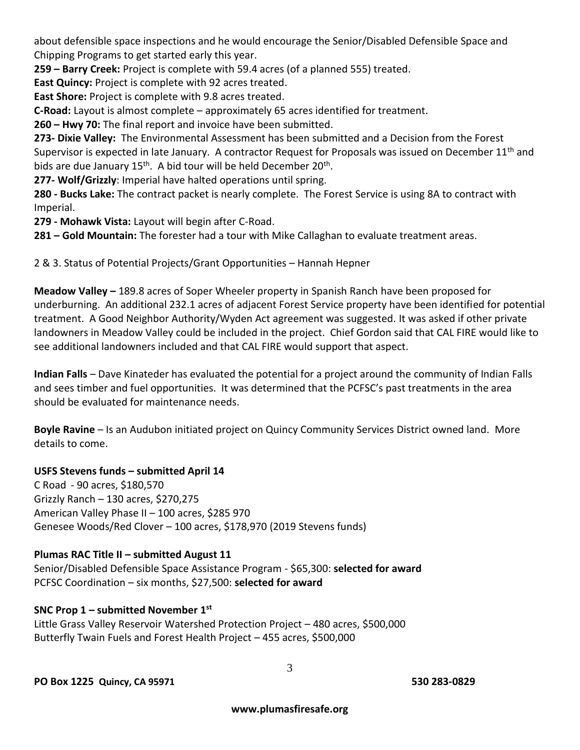about defensible space inspections and he would encourage the Senior/Disabled Defensible Space and Chipping Programs to get started early this year.

**259 – Barry Creek:** Project is complete with 59.4 acres (of a planned 555) treated.

**East Quincy:** Project is complete with 92 acres treated.

**East Shore:** Project is complete with 9.8 acres treated.

**C-Road:** Layout is almost complete – approximately 65 acres identified for treatment.

**260 – Hwy 70:** The final report and invoice have been submitted.

**273- Dixie Valley:** The Environmental Assessment has been submitted and a Decision from the Forest Supervisor is expected in late January. A contractor Request for Proposals was issued on December 11th and bids are due January 15th. A bid tour will be held December 20th.

**277- Wolf/Grizzly**: Imperial have halted operations until spring.

**280 - Bucks Lake:** The contract packet is nearly complete. The Forest Service is using 8A to contract with Imperial.

**279 - Mohawk Vista:** Layout will begin after C-Road.

**281 – Gold Mountain:** The forester had a tour with Mike Callaghan to evaluate treatment areas.

2 & 3. Status of Potential Projects/Grant Opportunities – Hannah Hepner

**Meadow Valley –** 189.8 acres of Soper Wheeler property in Spanish Ranch have been proposed for underburning. An additional 232.1 acres of adjacent Forest Service property have been identified for potential treatment. A Good Neighbor Authority/Wyden Act agreement was suggested. It was asked if other private landowners in Meadow Valley could be included in the project. Chief Gordon said that CAL FIRE would like to see additional landowners included and that CAL FIRE would support that aspect.

**Indian Falls** – Dave Kinateder has evaluated the potential for a project around the community of Indian Falls and sees timber and fuel opportunities. It was determined that the PCFSC's past treatments in the area should be evaluated for maintenance needs.

**Boyle Ravine** – Is an Audubon initiated project on Quincy Community Services District owned land. More details to come.

**USFS Stevens funds – submitted April 14**

C Road - 90 acres, $180,570
Grizzly Ranch – 130 acres, $270,275
American Valley Phase II – 100 acres, $285 970
Genesee Woods/Red Clover – 100 acres, $178,970 (2019 Stevens funds)

**Plumas RAC Title II – submitted August 11**

Senior/Disabled Defensible Space Assistance Program - $65,300: **selected for award**
PCFSC Coordination – six months, $27,500: **selected for award**

**SNC Prop 1 – submitted November 1st**

Little Grass Valley Reservoir Watershed Protection Project – 480 acres, $500,000
Butterfly Twain Fuels and Forest Health Project – 455 acres, $500,000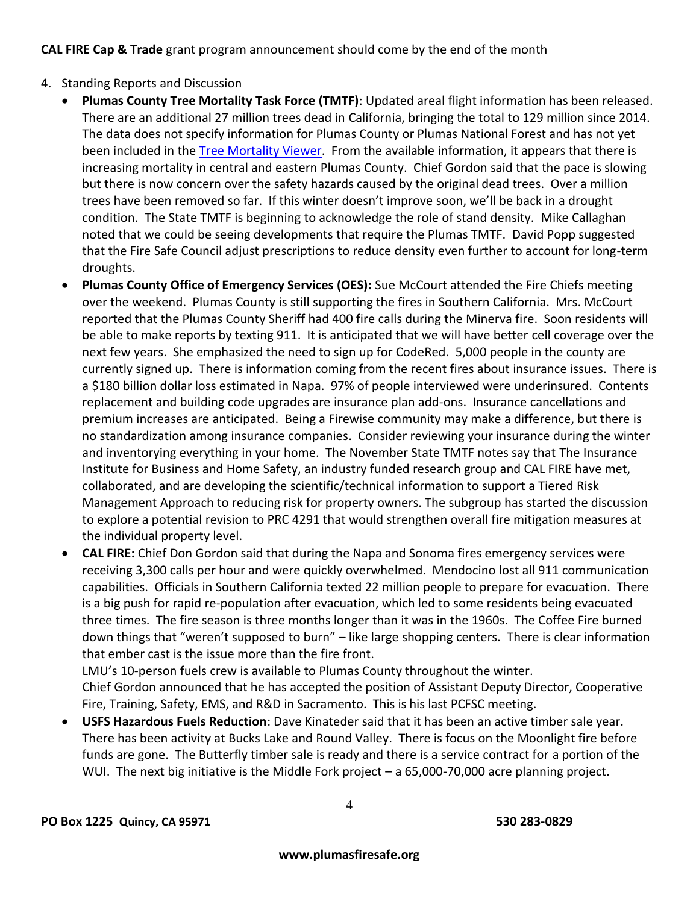**CAL FIRE Cap & Trade** grant program announcement should come by the end of the month

4. Standing Reports and Discussion
   - **Plumas County Tree Mortality Task Force (TMTF)**: Updated areal flight information has been released. There are an additional 27 million trees dead in California, bringing the total to 129 million since 2014. The data does not specify information for Plumas County or Plumas National Forest and has not yet been included in the [Tree Mortality Viewer](). From the available information, it appears that there is increasing mortality in central and eastern Plumas County. Chief Gordon said that the pace is slowing but there is now concern over the safety hazards caused by the original dead trees. Over a million trees have been removed so far. If this winter doesn't improve soon, we'll be back in a drought condition. The State TMTF is beginning to acknowledge the role of stand density. Mike Callaghan noted that we could be seeing developments that require the Plumas TMTF. David Popp suggested that the Fire Safe Council adjust prescriptions to reduce density even further to account for long-term droughts.
   - **Plumas County Office of Emergency Services (OES):** Sue McCourt attended the Fire Chiefs meeting over the weekend. Plumas County is still supporting the fires in Southern California. Mrs. McCourt reported that the Plumas County Sheriff had 400 fire calls during the Minerva fire. Soon residents will be able to make reports by texting 911. It is anticipated that we will have better cell coverage over the next few years. She emphasized the need to sign up for CodeRed. 5,000 people in the county are currently signed up. There is information coming from the recent fires about insurance issues. There is a $180 billion dollar loss estimated in Napa. 97% of people interviewed were underinsured. Contents replacement and building code upgrades are insurance plan add-ons. Insurance cancellations and premium increases are anticipated. Being a Firewise community may make a difference, but there is no standardization among insurance companies. Consider reviewing your insurance during the winter and inventorying everything in your home. The November State TMTF notes say that The Insurance Institute for Business and Home Safety, an industry funded research group and CAL FIRE have met, collaborated, and are developing the scientific/technical information to support a Tiered Risk Management Approach to reducing risk for property owners. The subgroup has started the discussion to explore a potential revision to PRC 4291 that would strengthen overall fire mitigation measures at the individual property level.
   - **CAL FIRE:** Chief Don Gordon said that during the Napa and Sonoma fires emergency services were receiving 3,300 calls per hour and were quickly overwhelmed. Mendocino lost all 911 communication capabilities. Officials in Southern California texted 22 million people to prepare for evacuation. There is a big push for rapid re-population after evacuation, which led to some residents being evacuated three times. The fire season is three months longer than it was in the 1960s. The Coffee Fire burned down things that "weren't supposed to burn" – like large shopping centers. There is clear information that ember cast is the issue more than the fire front.

     LMU's 10-person fuels crew is available to Plumas County throughout the winter.

     Chief Gordon announced that he has accepted the position of Assistant Deputy Director, Cooperative Fire, Training, Safety, EMS, and R&D in Sacramento. This is his last PCFSC meeting.
   - **USFS Hazardous Fuels Reduction**: Dave Kinateder said that it has been an active timber sale year. There has been activity at Bucks Lake and Round Valley. There is focus on the Moonlight fire before funds are gone. The Butterfly timber sale is ready and there is a service contract for a portion of the WUI. The next big initiative is the Middle Fork project – a 65,000-70,000 acre planning project.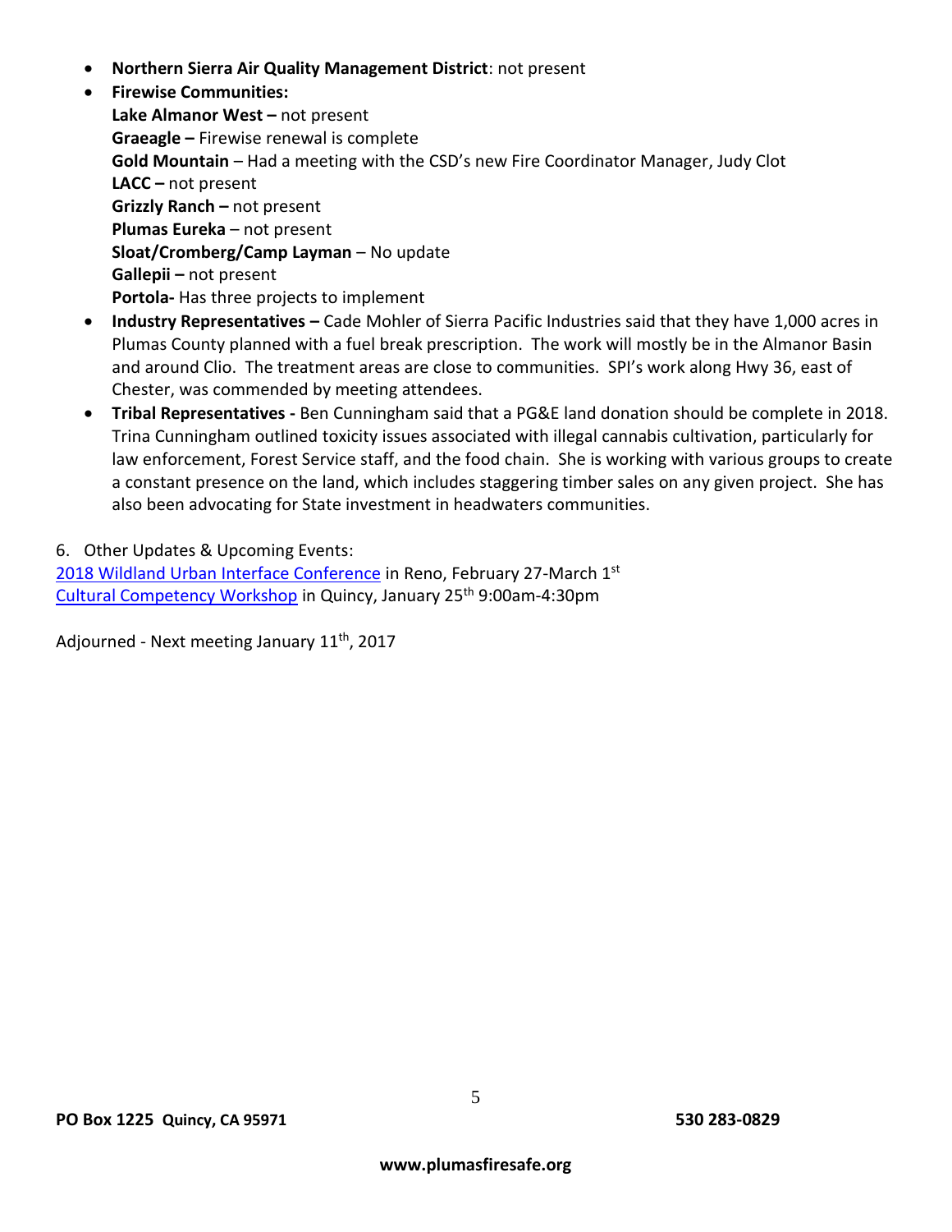- **Northern Sierra Air Quality Management District**: not present
- **Firewise Communities:**
  **Lake Almanor West –** not present
  **Graeagle –** Firewise renewal is complete
  **Gold Mountain** – Had a meeting with the CSD's new Fire Coordinator Manager, Judy Clot
  **LACC –** not present
  **Grizzly Ranch –** not present
  **Plumas Eureka** – not present
  **Sloat/Cromberg/Camp Layman** – No update
  **Gallepii –** not present
  **Portola-** Has three projects to implement
- **Industry Representatives –** Cade Mohler of Sierra Pacific Industries said that they have 1,000 acres in Plumas County planned with a fuel break prescription. The work will mostly be in the Almanor Basin and around Clio. The treatment areas are close to communities. SPI's work along Hwy 36, east of Chester, was commended by meeting attendees.
- **Tribal Representatives -** Ben Cunningham said that a PG&E land donation should be complete in 2018. Trina Cunningham outlined toxicity issues associated with illegal cannabis cultivation, particularly for law enforcement, Forest Service staff, and the food chain. She is working with various groups to create a constant presence on the land, which includes staggering timber sales on any given project. She has also been advocating for State investment in headwaters communities.

6. Other Updates & Upcoming Events:

2018 Wildland Urban Interface Conference in Reno, February 27-March 1st
Cultural Competency Workshop in Quincy, January 25th 9:00am-4:30pm

Adjourned - Next meeting January 11th, 2017